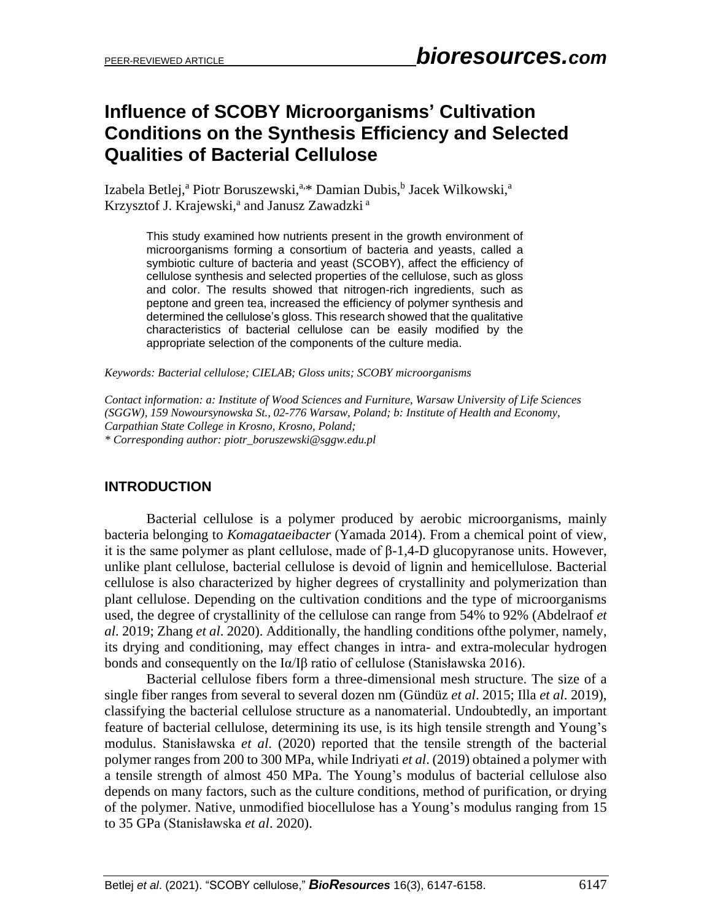# Influence of SCOBY Microorganisms' Cultivation Conditions on the Synthesis Efficiency and Selected Qualities of Bacterial Cellulose

Izabela Betlej,[a] Piotr Boruszewski,[a,*] Damian Dubis,[b] Jacek Wilkowski,[a] Krzysztof J. Krajewski,[a] and Janusz Zawadzki [a]

This study examined how nutrients present in the growth environment of microorganisms forming a consortium of bacteria and yeasts, called a symbiotic culture of bacteria and yeast (SCOBY), affect the efficiency of cellulose synthesis and selected properties of the cellulose, such as gloss and color. The results showed that nitrogen-rich ingredients, such as peptone and green tea, increased the efficiency of polymer synthesis and determined the cellulose's gloss. This research showed that the qualitative characteristics of bacterial cellulose can be easily modified by the appropriate selection of the components of the culture media.

*Keywords: Bacterial cellulose; CIELAB; Gloss units; SCOBY microorganisms*

*Contact information: a: Institute of Wood Sciences and Furniture, Warsaw University of Life Sciences (SGGW), 159 Nowoursynowska St., 02-776 Warsaw, Poland; b: Institute of Health and Economy, Carpathian State College in Krosno, Krosno, Poland;*
*\* Corresponding author: piotr_boruszewski@sggw.edu.pl*

## INTRODUCTION

Bacterial cellulose is a polymer produced by aerobic microorganisms, mainly bacteria belonging to *Komagataeibacter* (Yamada 2014). From a chemical point of view, it is the same polymer as plant cellulose, made of β-1,4-D glucopyranose units. However, unlike plant cellulose, bacterial cellulose is devoid of lignin and hemicellulose. Bacterial cellulose is also characterized by higher degrees of crystallinity and polymerization than plant cellulose. Depending on the cultivation conditions and the type of microorganisms used, the degree of crystallinity of the cellulose can range from 54% to 92% (Abdelraof *et al*. 2019; Zhang *et al*. 2020). Additionally, the handling conditions ofthe polymer, namely, its drying and conditioning, may effect changes in intra- and extra-molecular hydrogen bonds and consequently on the Iα/Iβ ratio of cellulose (Stanisławska 2016).

Bacterial cellulose fibers form a three-dimensional mesh structure. The size of a single fiber ranges from several to several dozen nm (Gündüz *et al*. 2015; Illa *et al*. 2019), classifying the bacterial cellulose structure as a nanomaterial. Undoubtedly, an important feature of bacterial cellulose, determining its use, is its high tensile strength and Young's modulus. Stanisławska *et al*. (2020) reported that the tensile strength of the bacterial polymer ranges from 200 to 300 MPa, while Indriyati *et al*. (2019) obtained a polymer with a tensile strength of almost 450 MPa. The Young's modulus of bacterial cellulose also depends on many factors, such as the culture conditions, method of purification, or drying of the polymer. Native, unmodified biocellulose has a Young's modulus ranging from 15 to 35 GPa (Stanisławska *et al*. 2020).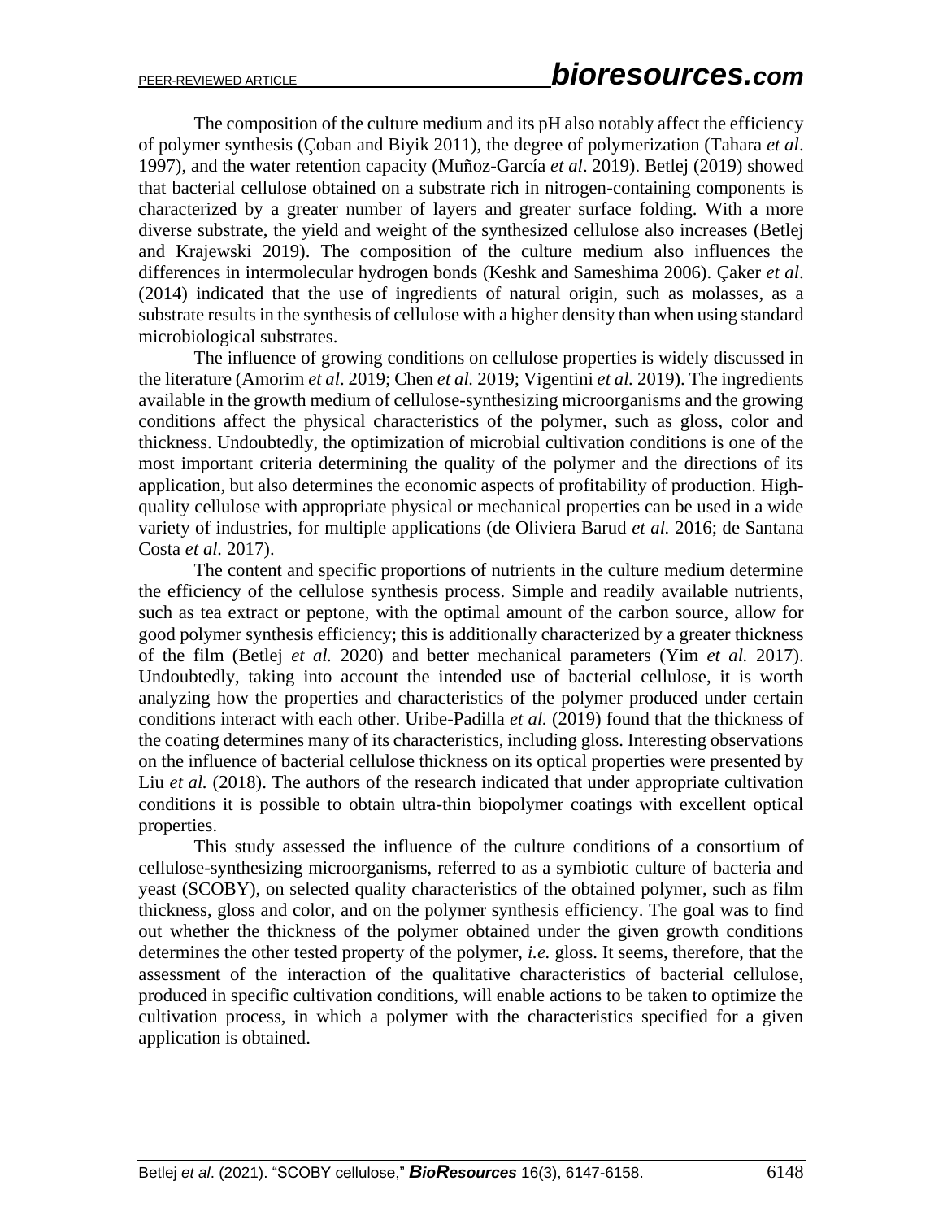The composition of the culture medium and its pH also notably affect the efficiency of polymer synthesis (Çoban and Biyik 2011), the degree of polymerization (Tahara *et al*. 1997), and the water retention capacity (Muñoz-García *et al*. 2019). Betlej (2019) showed that bacterial cellulose obtained on a substrate rich in nitrogen-containing components is characterized by a greater number of layers and greater surface folding. With a more diverse substrate, the yield and weight of the synthesized cellulose also increases (Betlej and Krajewski 2019). The composition of the culture medium also influences the differences in intermolecular hydrogen bonds (Keshk and Sameshima 2006). Çaker *et al*. (2014) indicated that the use of ingredients of natural origin, such as molasses, as a substrate results in the synthesis of cellulose with a higher density than when using standard microbiological substrates.

The influence of growing conditions on cellulose properties is widely discussed in the literature (Amorim *et al*. 2019; Chen *et al.* 2019; Vigentini *et al.* 2019). The ingredients available in the growth medium of cellulose-synthesizing microorganisms and the growing conditions affect the physical characteristics of the polymer, such as gloss, color and thickness. Undoubtedly, the optimization of microbial cultivation conditions is one of the most important criteria determining the quality of the polymer and the directions of its application, but also determines the economic aspects of profitability of production. High-quality cellulose with appropriate physical or mechanical properties can be used in a wide variety of industries, for multiple applications (de Oliviera Barud *et al.* 2016; de Santana Costa *et al.* 2017).

The content and specific proportions of nutrients in the culture medium determine the efficiency of the cellulose synthesis process. Simple and readily available nutrients, such as tea extract or peptone, with the optimal amount of the carbon source, allow for good polymer synthesis efficiency; this is additionally characterized by a greater thickness of the film (Betlej *et al.* 2020) and better mechanical parameters (Yim *et al.* 2017). Undoubtedly, taking into account the intended use of bacterial cellulose, it is worth analyzing how the properties and characteristics of the polymer produced under certain conditions interact with each other. Uribe-Padilla *et al.* (2019) found that the thickness of the coating determines many of its characteristics, including gloss. Interesting observations on the influence of bacterial cellulose thickness on its optical properties were presented by Liu *et al.* (2018). The authors of the research indicated that under appropriate cultivation conditions it is possible to obtain ultra-thin biopolymer coatings with excellent optical properties.

This study assessed the influence of the culture conditions of a consortium of cellulose-synthesizing microorganisms, referred to as a symbiotic culture of bacteria and yeast (SCOBY), on selected quality characteristics of the obtained polymer, such as film thickness, gloss and color, and on the polymer synthesis efficiency. The goal was to find out whether the thickness of the polymer obtained under the given growth conditions determines the other tested property of the polymer, *i.e.* gloss. It seems, therefore, that the assessment of the interaction of the qualitative characteristics of bacterial cellulose, produced in specific cultivation conditions, will enable actions to be taken to optimize the cultivation process, in which a polymer with the characteristics specified for a given application is obtained.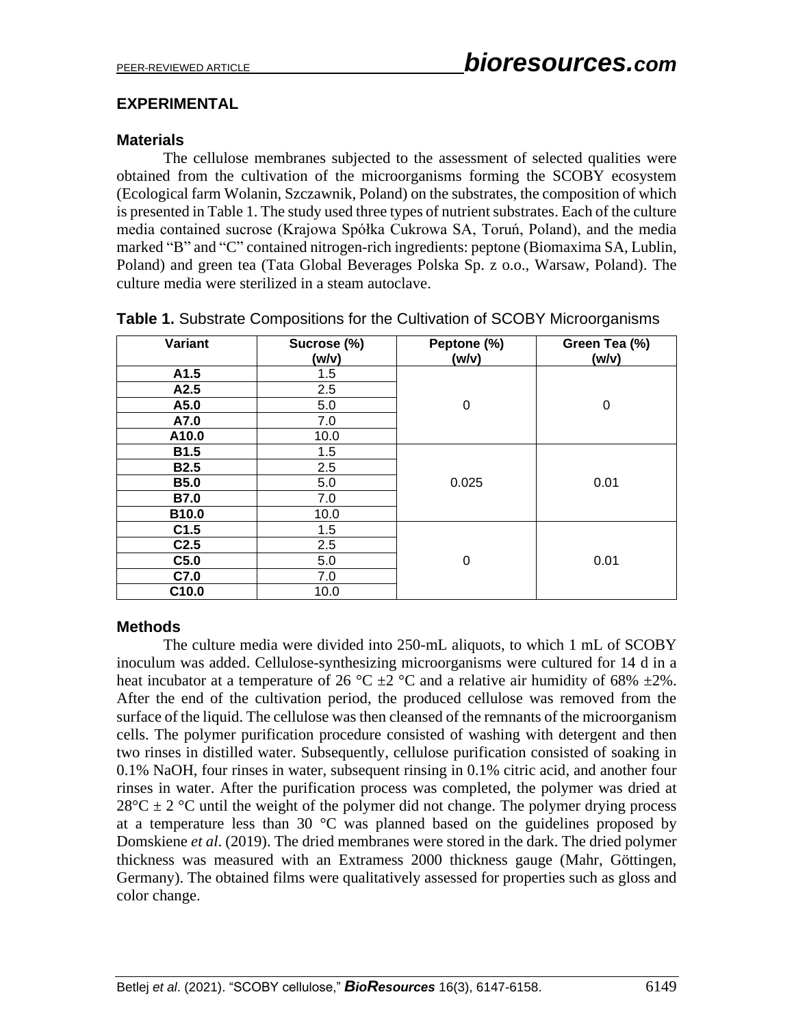## EXPERIMENTAL

### Materials

The cellulose membranes subjected to the assessment of selected qualities were obtained from the cultivation of the microorganisms forming the SCOBY ecosystem (Ecological farm Wolanin, Szczawnik, Poland) on the substrates, the composition of which is presented in Table 1. The study used three types of nutrient substrates. Each of the culture media contained sucrose (Krajowa Spółka Cukrowa SA, Toruń, Poland), and the media marked "B" and "C" contained nitrogen-rich ingredients: peptone (Biomaxima SA, Lublin, Poland) and green tea (Tata Global Beverages Polska Sp. z o.o., Warsaw, Poland). The culture media were sterilized in a steam autoclave.

**Table 1.** Substrate Compositions for the Cultivation of SCOBY Microorganisms

| Variant | Sucrose (%) (w/v) | Peptone (%) (w/v) | Green Tea (%) (w/v) |
|---|---|---|---|
| **A1.5** | 1.5 | 0 | 0 |
| **A2.5** | 2.5 | | |
| **A5.0** | 5.0 | | |
| **A7.0** | 7.0 | | |
| **A10.0** | 10.0 | | |
| **B1.5** | 1.5 | 0.025 | 0.01 |
| **B2.5** | 2.5 | | |
| **B5.0** | 5.0 | | |
| **B7.0** | 7.0 | | |
| **B10.0** | 10.0 | | |
| **C1.5** | 1.5 | 0 | 0.01 |
| **C2.5** | 2.5 | | |
| **C5.0** | 5.0 | | |
| **C7.0** | 7.0 | | |
| **C10.0** | 10.0 | | |

### Methods

The culture media were divided into 250-mL aliquots, to which 1 mL of SCOBY inoculum was added. Cellulose-synthesizing microorganisms were cultured for 14 d in a heat incubator at a temperature of 26 °C ±2 °C and a relative air humidity of 68% ±2%. After the end of the cultivation period, the produced cellulose was removed from the surface of the liquid. The cellulose was then cleansed of the remnants of the microorganism cells. The polymer purification procedure consisted of washing with detergent and then two rinses in distilled water. Subsequently, cellulose purification consisted of soaking in 0.1% NaOH, four rinses in water, subsequent rinsing in 0.1% citric acid, and another four rinses in water. After the purification process was completed, the polymer was dried at 28°C ± 2 °C until the weight of the polymer did not change. The polymer drying process at a temperature less than 30 °C was planned based on the guidelines proposed by Domskiene *et al*. (2019). The dried membranes were stored in the dark. The dried polymer thickness was measured with an Extramess 2000 thickness gauge (Mahr, Göttingen, Germany). The obtained films were qualitatively assessed for properties such as gloss and color change.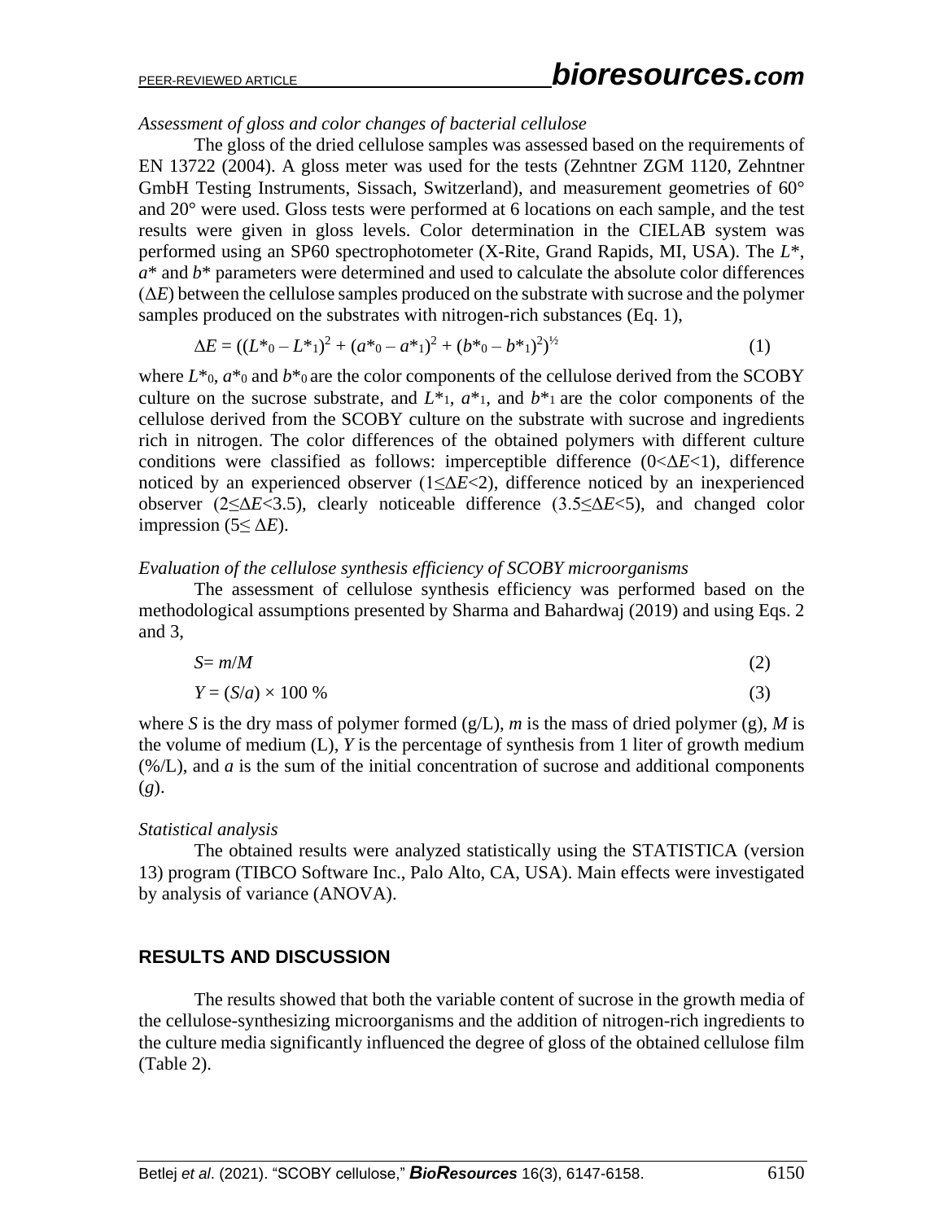*Assessment of gloss and color changes of bacterial cellulose*

The gloss of the dried cellulose samples was assessed based on the requirements of EN 13722 (2004). A gloss meter was used for the tests (Zehntner ZGM 1120, Zehntner GmbH Testing Instruments, Sissach, Switzerland), and measurement geometries of 60° and 20° were used. Gloss tests were performed at 6 locations on each sample, and the test results were given in gloss levels. Color determination in the CIELAB system was performed using an SP60 spectrophotometer (X-Rite, Grand Rapids, MI, USA). The $L^*$, $a^*$ and $b^*$ parameters were determined and used to calculate the absolute color differences ($\Delta E$) between the cellulose samples produced on the substrate with sucrose and the polymer samples produced on the substrates with nitrogen-rich substances (Eq. 1),

$$\Delta E = ((L^*_0 - L^*_1)^2 + (a^*_0 - a^*_1)^2 + (b^*_0 - b^*_1)^2)^{½} \tag{1}$$

where $L^*_0$, $a^*_0$ and $b^*_0$ are the color components of the cellulose derived from the SCOBY culture on the sucrose substrate, and $L^*_1$, $a^*_1$, and $b^*_1$ are the color components of the cellulose derived from the SCOBY culture on the substrate with sucrose and ingredients rich in nitrogen. The color differences of the obtained polymers with different culture conditions were classified as follows: imperceptible difference ($0<\Delta E<1$), difference noticed by an experienced observer ($1\leq\Delta E<2$), difference noticed by an inexperienced observer ($2\leq\Delta E<3.5$), clearly noticeable difference ($3.5\leq\Delta E<5$), and changed color impression ($5\leq \Delta E$).

*Evaluation of the cellulose synthesis efficiency of SCOBY microorganisms*

The assessment of cellulose synthesis efficiency was performed based on the methodological assumptions presented by Sharma and Bahardwaj (2019) and using Eqs. 2 and 3,

$$S = m/M \tag{2}$$

$$Y = (S/a) \times 100\ \% \tag{3}$$

where $S$ is the dry mass of polymer formed (g/L), $m$ is the mass of dried polymer (g), $M$ is the volume of medium (L), $Y$ is the percentage of synthesis from 1 liter of growth medium (%/L), and $a$ is the sum of the initial concentration of sucrose and additional components (*g*).

*Statistical analysis*

The obtained results were analyzed statistically using the STATISTICA (version 13) program (TIBCO Software Inc., Palo Alto, CA, USA). Main effects were investigated by analysis of variance (ANOVA).

## RESULTS AND DISCUSSION

The results showed that both the variable content of sucrose in the growth media of the cellulose-synthesizing microorganisms and the addition of nitrogen-rich ingredients to the culture media significantly influenced the degree of gloss of the obtained cellulose film (Table 2).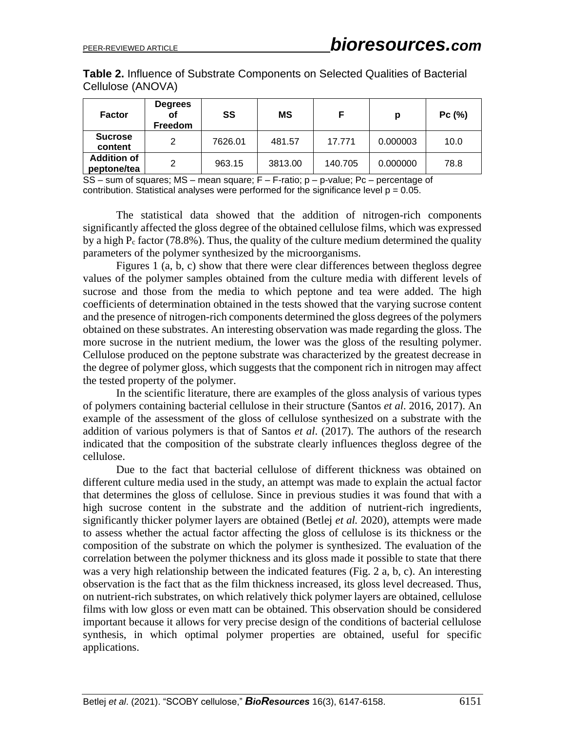**Table 2.** Influence of Substrate Components on Selected Qualities of Bacterial Cellulose (ANOVA)

| Factor | Degrees of Freedom | SS | MS | F | p | Pc (%) |
|---|---|---|---|---|---|---|
| Sucrose content | 2 | 7626.01 | 481.57 | 17.771 | 0.000003 | 10.0 |
| Addition of peptone/tea | 2 | 963.15 | 3813.00 | 140.705 | 0.000000 | 78.8 |

SS – sum of squares; MS – mean square; F – F-ratio; p – p-value; Pc – percentage of contribution. Statistical analyses were performed for the significance level p = 0.05.

The statistical data showed that the addition of nitrogen-rich components significantly affected the gloss degree of the obtained cellulose films, which was expressed by a high $P_c$ factor (78.8%). Thus, the quality of the culture medium determined the quality parameters of the polymer synthesized by the microorganisms.

Figures 1 (a, b, c) show that there were clear differences between thegloss degree values of the polymer samples obtained from the culture media with different levels of sucrose and those from the media to which peptone and tea were added. The high coefficients of determination obtained in the tests showed that the varying sucrose content and the presence of nitrogen-rich components determined the gloss degrees of the polymers obtained on these substrates. An interesting observation was made regarding the gloss. The more sucrose in the nutrient medium, the lower was the gloss of the resulting polymer. Cellulose produced on the peptone substrate was characterized by the greatest decrease in the degree of polymer gloss, which suggests that the component rich in nitrogen may affect the tested property of the polymer.

In the scientific literature, there are examples of the gloss analysis of various types of polymers containing bacterial cellulose in their structure (Santos *et al*. 2016, 2017). An example of the assessment of the gloss of cellulose synthesized on a substrate with the addition of various polymers is that of Santos *et al*. (2017). The authors of the research indicated that the composition of the substrate clearly influences thegloss degree of the cellulose.

Due to the fact that bacterial cellulose of different thickness was obtained on different culture media used in the study, an attempt was made to explain the actual factor that determines the gloss of cellulose. Since in previous studies it was found that with a high sucrose content in the substrate and the addition of nutrient-rich ingredients, significantly thicker polymer layers are obtained (Betlej *et al.* 2020), attempts were made to assess whether the actual factor affecting the gloss of cellulose is its thickness or the composition of the substrate on which the polymer is synthesized. The evaluation of the correlation between the polymer thickness and its gloss made it possible to state that there was a very high relationship between the indicated features (Fig. 2 a, b, c). An interesting observation is the fact that as the film thickness increased, its gloss level decreased. Thus, on nutrient-rich substrates, on which relatively thick polymer layers are obtained, cellulose films with low gloss or even matt can be obtained. This observation should be considered important because it allows for very precise design of the conditions of bacterial cellulose synthesis, in which optimal polymer properties are obtained, useful for specific applications.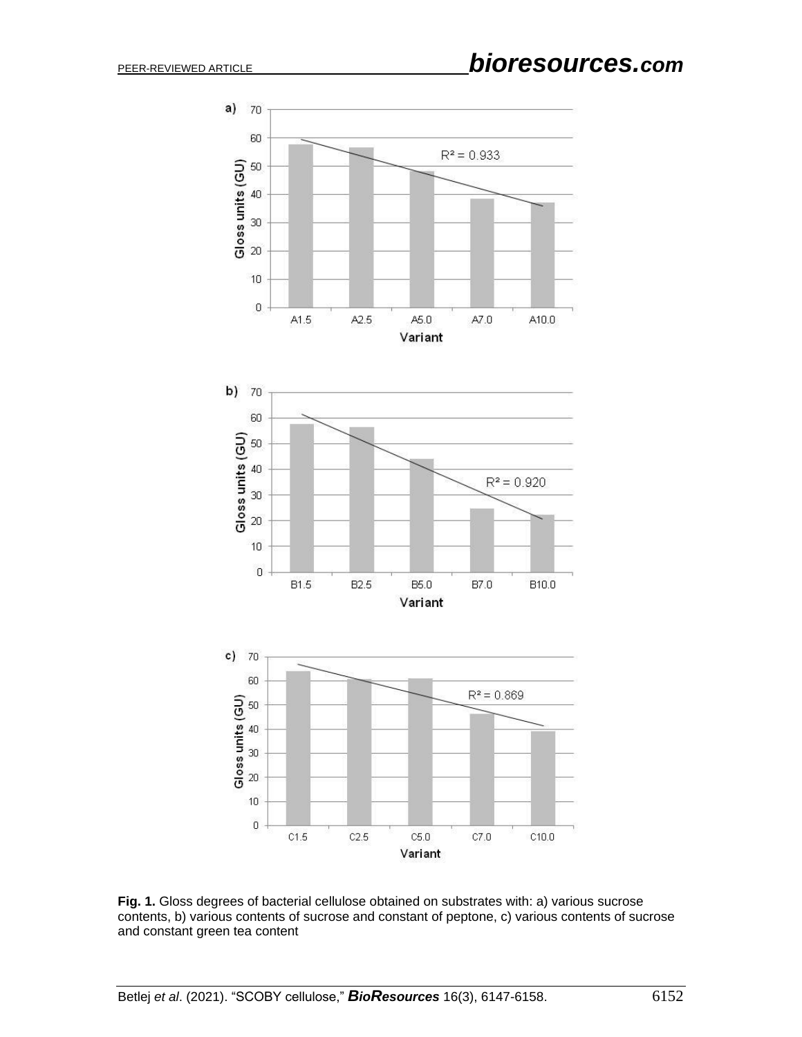**Fig. 1.** Gloss degrees of bacterial cellulose obtained on substrates with: a) various sucrose contents, b) various contents of sucrose and constant of peptone, c) various contents of sucrose and constant green tea content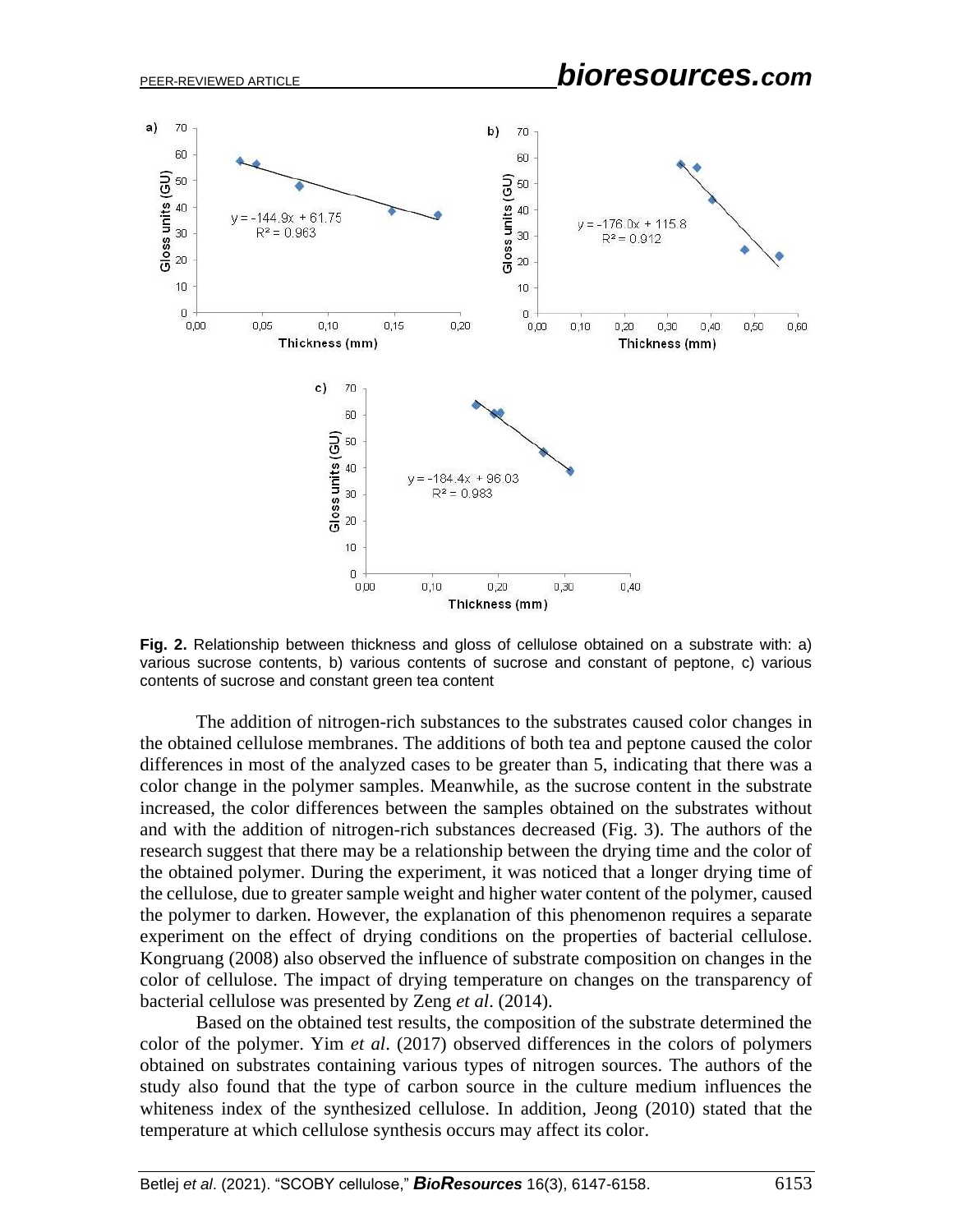**Fig. 2.** Relationship between thickness and gloss of cellulose obtained on a substrate with: a) various sucrose contents, b) various contents of sucrose and constant of peptone, c) various contents of sucrose and constant green tea content

The addition of nitrogen-rich substances to the substrates caused color changes in the obtained cellulose membranes. The additions of both tea and peptone caused the color differences in most of the analyzed cases to be greater than 5, indicating that there was a color change in the polymer samples. Meanwhile, as the sucrose content in the substrate increased, the color differences between the samples obtained on the substrates without and with the addition of nitrogen-rich substances decreased (Fig. 3). The authors of the research suggest that there may be a relationship between the drying time and the color of the obtained polymer. During the experiment, it was noticed that a longer drying time of the cellulose, due to greater sample weight and higher water content of the polymer, caused the polymer to darken. However, the explanation of this phenomenon requires a separate experiment on the effect of drying conditions on the properties of bacterial cellulose. Kongruang (2008) also observed the influence of substrate composition on changes in the color of cellulose. The impact of drying temperature on changes on the transparency of bacterial cellulose was presented by Zeng *et al*. (2014).

Based on the obtained test results, the composition of the substrate determined the color of the polymer. Yim *et al*. (2017) observed differences in the colors of polymers obtained on substrates containing various types of nitrogen sources. The authors of the study also found that the type of carbon source in the culture medium influences the whiteness index of the synthesized cellulose. In addition, Jeong (2010) stated that the temperature at which cellulose synthesis occurs may affect its color.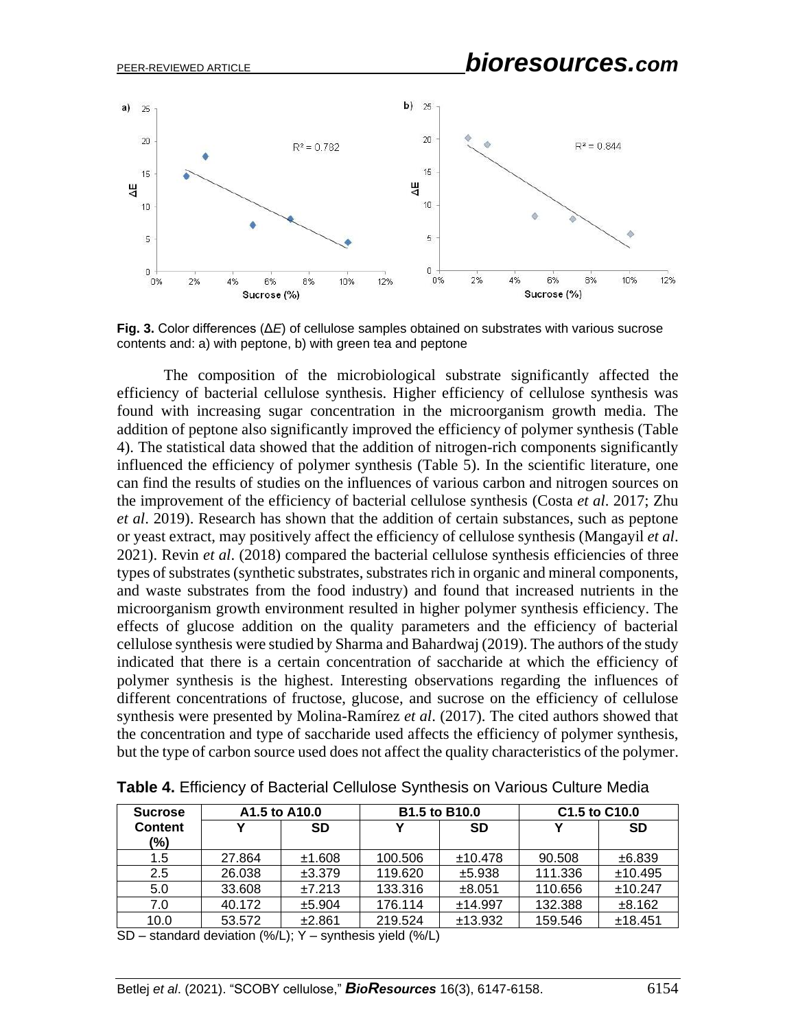**Fig. 3.** Color differences (Δ*E*) of cellulose samples obtained on substrates with various sucrose contents and: a) with peptone, b) with green tea and peptone

The composition of the microbiological substrate significantly affected the efficiency of bacterial cellulose synthesis. Higher efficiency of cellulose synthesis was found with increasing sugar concentration in the microorganism growth media. The addition of peptone also significantly improved the efficiency of polymer synthesis (Table 4). The statistical data showed that the addition of nitrogen-rich components significantly influenced the efficiency of polymer synthesis (Table 5). In the scientific literature, one can find the results of studies on the influences of various carbon and nitrogen sources on the improvement of the efficiency of bacterial cellulose synthesis (Costa *et al*. 2017; Zhu *et al*. 2019). Research has shown that the addition of certain substances, such as peptone or yeast extract, may positively affect the efficiency of cellulose synthesis (Mangayil *et al*. 2021). Revin *et al*. (2018) compared the bacterial cellulose synthesis efficiencies of three types of substrates (synthetic substrates, substrates rich in organic and mineral components, and waste substrates from the food industry) and found that increased nutrients in the microorganism growth environment resulted in higher polymer synthesis efficiency. The effects of glucose addition on the quality parameters and the efficiency of bacterial cellulose synthesis were studied by Sharma and Bahardwaj (2019). The authors of the study indicated that there is a certain concentration of saccharide at which the efficiency of polymer synthesis is the highest. Interesting observations regarding the influences of different concentrations of fructose, glucose, and sucrose on the efficiency of cellulose synthesis were presented by Molina-Ramírez *et al*. (2017). The cited authors showed that the concentration and type of saccharide used affects the efficiency of polymer synthesis, but the type of carbon source used does not affect the quality characteristics of the polymer.

**Table 4.** Efficiency of Bacterial Cellulose Synthesis on Various Culture Media

| Sucrose Content (%) | A1.5 to A10.0 | | B1.5 to B10.0 | | C1.5 to C10.0 | |
|---|---|---|---|---|---|---|
| | Y | SD | Y | SD | Y | SD |
| 1.5 | 27.864 | ±1.608 | 100.506 | ±10.478 | 90.508 | ±6.839 |
| 2.5 | 26.038 | ±3.379 | 119.620 | ±5.938 | 111.336 | ±10.495 |
| 5.0 | 33.608 | ±7.213 | 133.316 | ±8.051 | 110.656 | ±10.247 |
| 7.0 | 40.172 | ±5.904 | 176.114 | ±14.997 | 132.388 | ±8.162 |
| 10.0 | 53.572 | ±2.861 | 219.524 | ±13.932 | 159.546 | ±18.451 |

SD – standard deviation (%/L); Y – synthesis yield (%/L)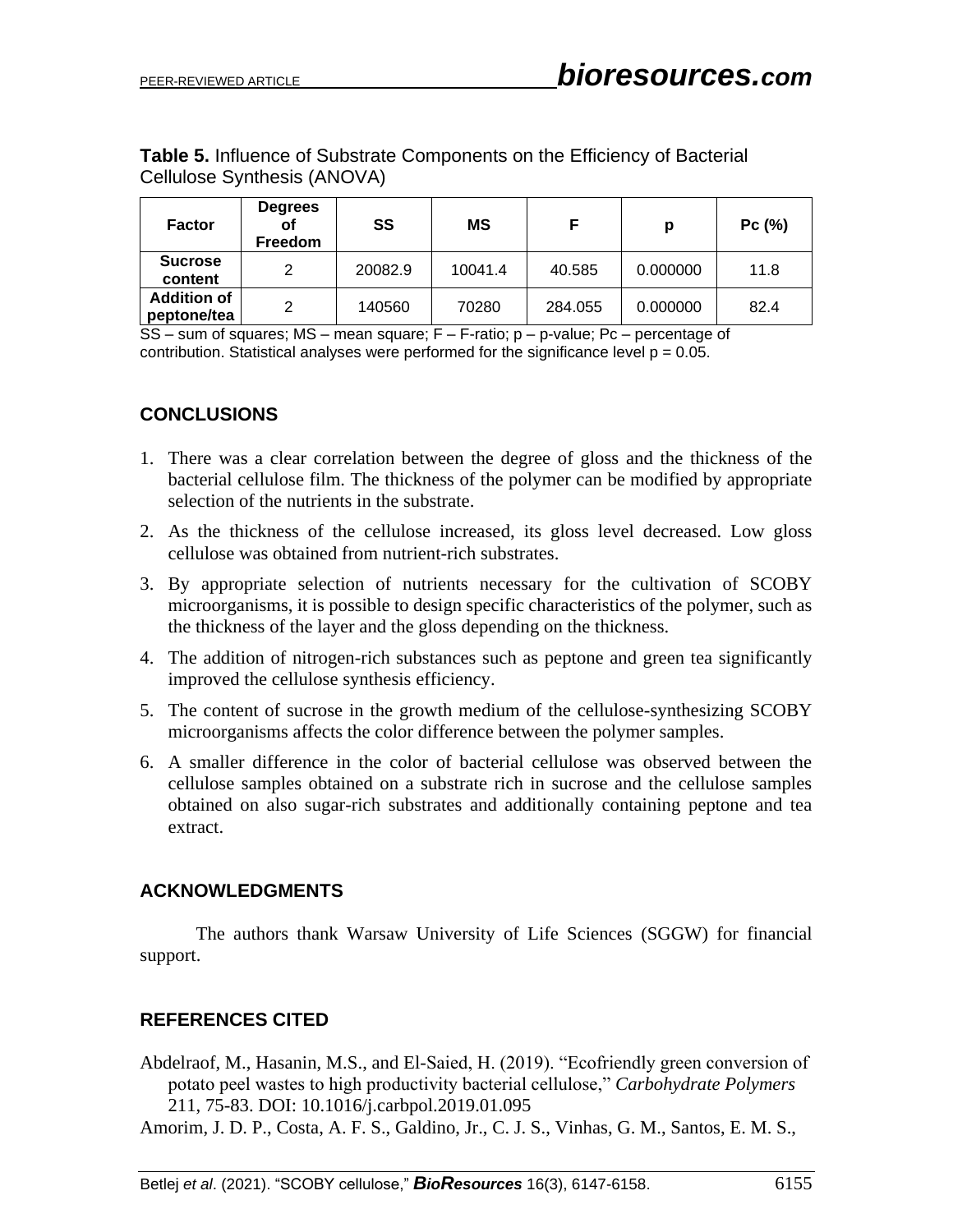**Table 5.** Influence of Substrate Components on the Efficiency of Bacterial Cellulose Synthesis (ANOVA)

| Factor | Degrees of Freedom | SS | MS | F | p | Pc (%) |
|---|---|---|---|---|---|---|
| Sucrose content | 2 | 20082.9 | 10041.4 | 40.585 | 0.000000 | 11.8 |
| Addition of peptone/tea | 2 | 140560 | 70280 | 284.055 | 0.000000 | 82.4 |

SS – sum of squares; MS – mean square; F – F-ratio; p – p-value; Pc – percentage of contribution. Statistical analyses were performed for the significance level $p = 0.05$.

## CONCLUSIONS

1. There was a clear correlation between the degree of gloss and the thickness of the bacterial cellulose film. The thickness of the polymer can be modified by appropriate selection of the nutrients in the substrate.
2. As the thickness of the cellulose increased, its gloss level decreased. Low gloss cellulose was obtained from nutrient-rich substrates.
3. By appropriate selection of nutrients necessary for the cultivation of SCOBY microorganisms, it is possible to design specific characteristics of the polymer, such as the thickness of the layer and the gloss depending on the thickness.
4. The addition of nitrogen-rich substances such as peptone and green tea significantly improved the cellulose synthesis efficiency.
5. The content of sucrose in the growth medium of the cellulose-synthesizing SCOBY microorganisms affects the color difference between the polymer samples.
6. A smaller difference in the color of bacterial cellulose was observed between the cellulose samples obtained on a substrate rich in sucrose and the cellulose samples obtained on also sugar-rich substrates and additionally containing peptone and tea extract.

## ACKNOWLEDGMENTS

The authors thank Warsaw University of Life Sciences (SGGW) for financial support.

## REFERENCES CITED

Abdelraof, M., Hasanin, M.S., and El-Saied, H. (2019). "Ecofriendly green conversion of potato peel wastes to high productivity bacterial cellulose," *Carbohydrate Polymers* 211, 75-83. DOI: 10.1016/j.carbpol.2019.01.095

Amorim, J. D. P., Costa, A. F. S., Galdino, Jr., C. J. S., Vinhas, G. M., Santos, E. M. S.,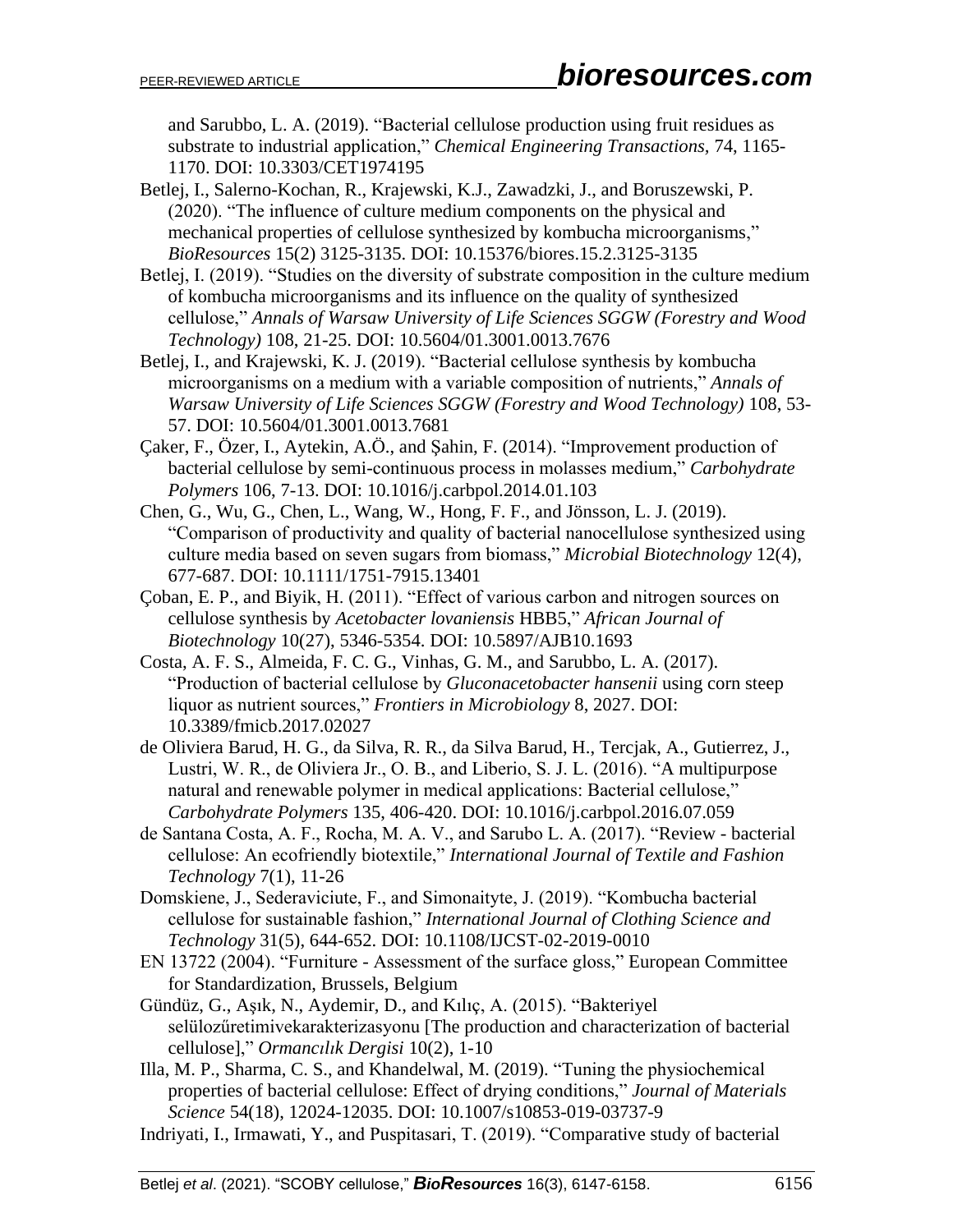and Sarubbo, L. A. (2019). "Bacterial cellulose production using fruit residues as substrate to industrial application," *Chemical Engineering Transactions,* 74, 1165-1170. DOI: 10.3303/CET1974195

Betlej, I., Salerno-Kochan, R., Krajewski, K.J., Zawadzki, J., and Boruszewski, P. (2020). "The influence of culture medium components on the physical and mechanical properties of cellulose synthesized by kombucha microorganisms," *BioResources* 15(2) 3125-3135. DOI: 10.15376/biores.15.2.3125-3135

Betlej, I. (2019). "Studies on the diversity of substrate composition in the culture medium of kombucha microorganisms and its influence on the quality of synthesized cellulose," *Annals of Warsaw University of Life Sciences SGGW (Forestry and Wood Technology)* 108, 21-25. DOI: 10.5604/01.3001.0013.7676

Betlej, I., and Krajewski, K. J. (2019). "Bacterial cellulose synthesis by kombucha microorganisms on a medium with a variable composition of nutrients," *Annals of Warsaw University of Life Sciences SGGW (Forestry and Wood Technology)* 108, 53-57. DOI: 10.5604/01.3001.0013.7681

Çaker, F., Özer, I., Aytekin, A.Ö., and Şahin, F. (2014). "Improvement production of bacterial cellulose by semi-continuous process in molasses medium," *Carbohydrate Polymers* 106, 7-13. DOI: 10.1016/j.carbpol.2014.01.103

Chen, G., Wu, G., Chen, L., Wang, W., Hong, F. F., and Jönsson, L. J. (2019). "Comparison of productivity and quality of bacterial nanocellulose synthesized using culture media based on seven sugars from biomass," *Microbial Biotechnology* 12(4), 677-687. DOI: 10.1111/1751-7915.13401

Çoban, E. P., and Biyik, H. (2011). "Effect of various carbon and nitrogen sources on cellulose synthesis by *Acetobacter lovaniensis* HBB5," *African Journal of Biotechnology* 10(27), 5346-5354. DOI: 10.5897/AJB10.1693

Costa, A. F. S., Almeida, F. C. G., Vinhas, G. M., and Sarubbo, L. A. (2017). "Production of bacterial cellulose by *Gluconacetobacter hansenii* using corn steep liquor as nutrient sources," *Frontiers in Microbiology* 8, 2027. DOI: 10.3389/fmicb.2017.02027

de Oliviera Barud, H. G., da Silva, R. R., da Silva Barud, H., Tercjak, A., Gutierrez, J., Lustri, W. R., de Oliviera Jr., O. B., and Liberio, S. J. L. (2016). "A multipurpose natural and renewable polymer in medical applications: Bacterial cellulose," *Carbohydrate Polymers* 135, 406-420. DOI: 10.1016/j.carbpol.2016.07.059

de Santana Costa, A. F., Rocha, M. A. V., and Sarubo L. A. (2017). "Review - bacterial cellulose: An ecofriendly biotextile," *International Journal of Textile and Fashion Technology* 7(1), 11-26

Domskiene, J., Sederaviciute, F., and Simonaityte, J. (2019). "Kombucha bacterial cellulose for sustainable fashion," *International Journal of Clothing Science and Technology* 31(5), 644-652. DOI: 10.1108/IJCST-02-2019-0010

EN 13722 (2004). "Furniture - Assessment of the surface gloss," European Committee for Standardization, Brussels, Belgium

Gündüz, G., Aşık, N., Aydemir, D., and Kılıç, A. (2015). "Bakteriyel selülozűretimivekarakterizasyonu [The production and characterization of bacterial cellulose]," *Ormancılık Dergisi* 10(2), 1-10

Illa, M. P., Sharma, C. S., and Khandelwal, M. (2019). "Tuning the physiochemical properties of bacterial cellulose: Effect of drying conditions," *Journal of Materials Science* 54(18), 12024-12035. DOI: 10.1007/s10853-019-03737-9

Indriyati, I., Irmawati, Y., and Puspitasari, T. (2019). "Comparative study of bacterial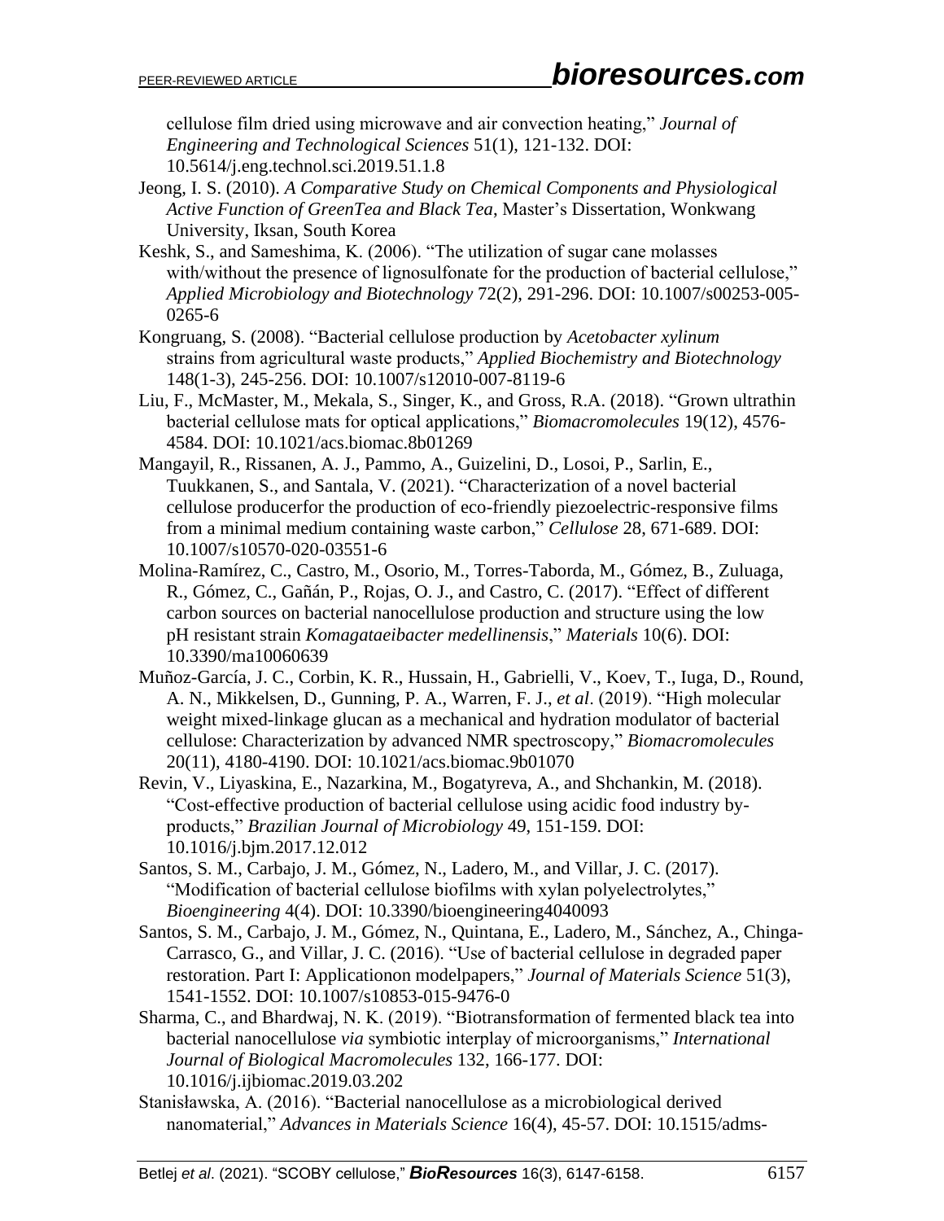cellulose film dried using microwave and air convection heating," *Journal of Engineering and Technological Sciences* 51(1), 121-132. DOI: 10.5614/j.eng.technol.sci.2019.51.1.8

Jeong, I. S. (2010). *A Comparative Study on Chemical Components and Physiological Active Function of GreenTea and Black Tea*, Master's Dissertation, Wonkwang University, Iksan, South Korea

Keshk, S., and Sameshima, K. (2006). "The utilization of sugar cane molasses with/without the presence of lignosulfonate for the production of bacterial cellulose," *Applied Microbiology and Biotechnology* 72(2), 291-296. DOI: 10.1007/s00253-005-0265-6

Kongruang, S. (2008). "Bacterial cellulose production by *Acetobacter xylinum* strains from agricultural waste products," *Applied Biochemistry and Biotechnology* 148(1-3), 245-256. DOI: 10.1007/s12010-007-8119-6

Liu, F., McMaster, M., Mekala, S., Singer, K., and Gross, R.A. (2018). "Grown ultrathin bacterial cellulose mats for optical applications," *Biomacromolecules* 19(12), 4576-4584. DOI: 10.1021/acs.biomac.8b01269

Mangayil, R., Rissanen, A. J., Pammo, A., Guizelini, D., Losoi, P., Sarlin, E., Tuukkanen, S., and Santala, V. (2021). "Characterization of a novel bacterial cellulose producerfor the production of eco-friendly piezoelectric-responsive films from a minimal medium containing waste carbon," *Cellulose* 28, 671-689. DOI: 10.1007/s10570-020-03551-6

Molina-Ramírez, C., Castro, M., Osorio, M., Torres-Taborda, M., Gómez, B., Zuluaga, R., Gómez, C., Gañán, P., Rojas, O. J., and Castro, C. (2017). "Effect of different carbon sources on bacterial nanocellulose production and structure using the low pH resistant strain *Komagataeibacter medellinensis*," *Materials* 10(6). DOI: 10.3390/ma10060639

Muñoz-García, J. C., Corbin, K. R., Hussain, H., Gabrielli, V., Koev, T., Iuga, D., Round, A. N., Mikkelsen, D., Gunning, P. A., Warren, F. J., *et al*. (2019). "High molecular weight mixed-linkage glucan as a mechanical and hydration modulator of bacterial cellulose: Characterization by advanced NMR spectroscopy," *Biomacromolecules* 20(11), 4180-4190. DOI: 10.1021/acs.biomac.9b01070

Revin, V., Liyaskina, E., Nazarkina, M., Bogatyreva, A., and Shchankin, M. (2018). "Cost-effective production of bacterial cellulose using acidic food industry by-products," *Brazilian Journal of Microbiology* 49, 151-159. DOI: 10.1016/j.bjm.2017.12.012

Santos, S. M., Carbajo, J. M., Gómez, N., Ladero, M., and Villar, J. C. (2017). "Modification of bacterial cellulose biofilms with xylan polyelectrolytes," *Bioengineering* 4(4). DOI: 10.3390/bioengineering4040093

Santos, S. M., Carbajo, J. M., Gómez, N., Quintana, E., Ladero, M., Sánchez, A., Chinga-Carrasco, G., and Villar, J. C. (2016). "Use of bacterial cellulose in degraded paper restoration. Part I: Applicationon modelpapers," *Journal of Materials Science* 51(3), 1541-1552. DOI: 10.1007/s10853-015-9476-0

Sharma, C., and Bhardwaj, N. K. (2019). "Biotransformation of fermented black tea into bacterial nanocellulose *via* symbiotic interplay of microorganisms," *International Journal of Biological Macromolecules* 132, 166-177. DOI: 10.1016/j.ijbiomac.2019.03.202

Stanisławska, A. (2016). "Bacterial nanocellulose as a microbiological derived nanomaterial," *Advances in Materials Science* 16(4), 45-57. DOI: 10.1515/adms-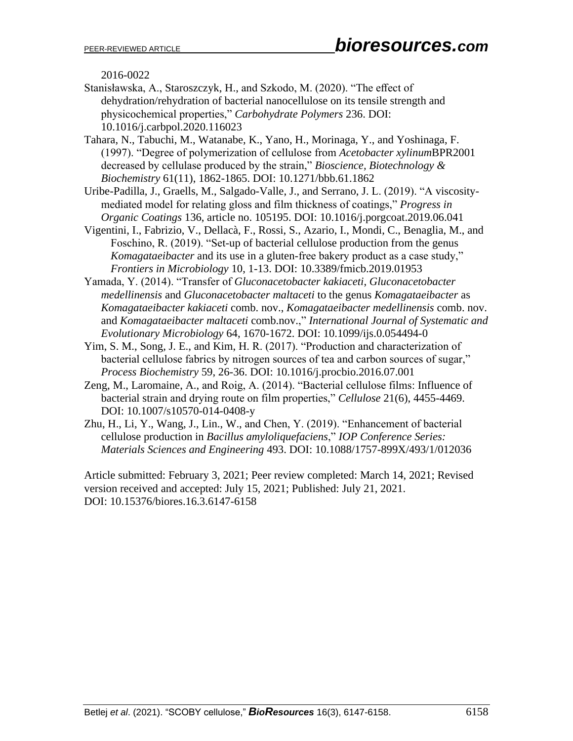2016-0022

Stanisławska, A., Staroszczyk, H., and Szkodo, M. (2020). "The effect of dehydration/rehydration of bacterial nanocellulose on its tensile strength and physicochemical properties," *Carbohydrate Polymers* 236. DOI: 10.1016/j.carbpol.2020.116023

Tahara, N., Tabuchi, M., Watanabe, K., Yano, H., Morinaga, Y., and Yoshinaga, F. (1997). "Degree of polymerization of cellulose from *Acetobacter xylinum*BPR2001 decreased by cellulase produced by the strain," *Bioscience, Biotechnology & Biochemistry* 61(11), 1862-1865. DOI: 10.1271/bbb.61.1862

Uribe-Padilla, J., Graells, M., Salgado-Valle, J., and Serrano, J. L. (2019). "A viscosity-mediated model for relating gloss and film thickness of coatings," *Progress in Organic Coatings* 136, article no. 105195. DOI: 10.1016/j.porgcoat.2019.06.041

Vigentini, I., Fabrizio, V., Dellacà, F., Rossi, S., Azario, I., Mondi, C., Benaglia, M., and Foschino, R. (2019). "Set-up of bacterial cellulose production from the genus *Komagataeibacter* and its use in a gluten-free bakery product as a case study," *Frontiers in Microbiology* 10, 1-13. DOI: 10.3389/fmicb.2019.01953

Yamada, Y. (2014). "Transfer of *Gluconacetobacter kakiaceti*, *Gluconacetobacter medellinensis* and *Gluconacetobacter maltaceti* to the genus *Komagataeibacter* as *Komagataeibacter kakiaceti* comb. nov., *Komagataeibacter medellinensis* comb. nov. and *Komagataeibacter maltaceti* comb.nov.," *International Journal of Systematic and Evolutionary Microbiology* 64, 1670-1672. DOI: 10.1099/ijs.0.054494-0

Yim, S. M., Song, J. E., and Kim, H. R. (2017). "Production and characterization of bacterial cellulose fabrics by nitrogen sources of tea and carbon sources of sugar," *Process Biochemistry* 59, 26-36. DOI: 10.1016/j.procbio.2016.07.001

Zeng, M., Laromaine, A., and Roig, A. (2014). "Bacterial cellulose films: Influence of bacterial strain and drying route on film properties," *Cellulose* 21(6), 4455-4469. DOI: 10.1007/s10570-014-0408-y

Zhu, H., Li, Y., Wang, J., Lin., W., and Chen, Y. (2019). "Enhancement of bacterial cellulose production in *Bacillus amyloliquefaciens*," *IOP Conference Series: Materials Sciences and Engineering* 493. DOI: 10.1088/1757-899X/493/1/012036

Article submitted: February 3, 2021; Peer review completed: March 14, 2021; Revised version received and accepted: July 15, 2021; Published: July 21, 2021.
DOI: 10.15376/biores.16.3.6147-6158